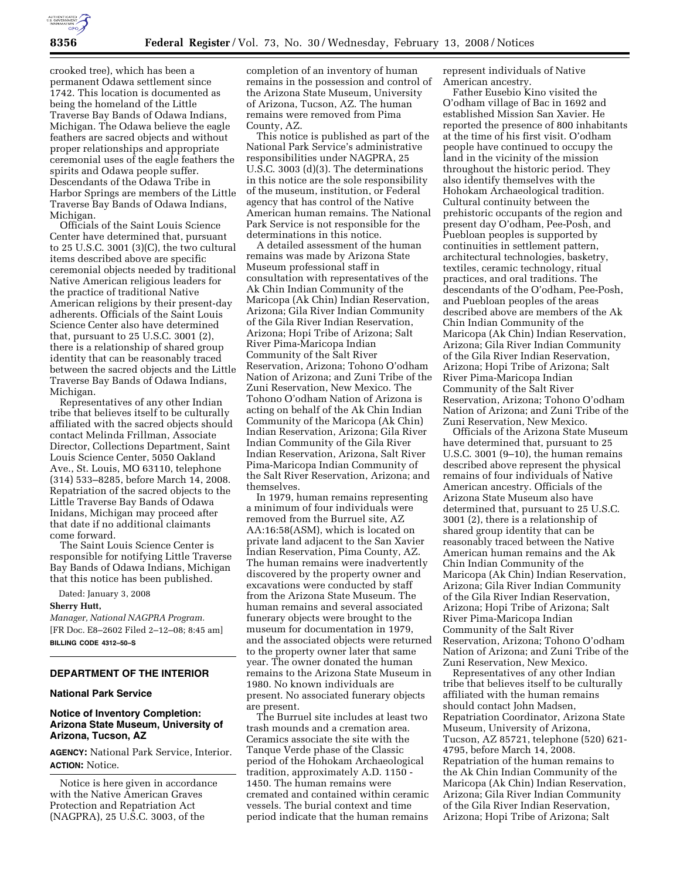crooked tree), which has been a permanent Odawa settlement since 1742. This location is documented as being the homeland of the Little Traverse Bay Bands of Odawa Indians, Michigan. The Odawa believe the eagle feathers are sacred objects and without proper relationships and appropriate ceremonial uses of the eagle feathers the spirits and Odawa people suffer. Descendants of the Odawa Tribe in Harbor Springs are members of the Little Traverse Bay Bands of Odawa Indians, Michigan.

Officials of the Saint Louis Science Center have determined that, pursuant to 25 U.S.C. 3001 (3)(C), the two cultural items described above are specific ceremonial objects needed by traditional Native American religious leaders for the practice of traditional Native American religions by their present-day adherents. Officials of the Saint Louis Science Center also have determined that, pursuant to 25 U.S.C. 3001 (2), there is a relationship of shared group identity that can be reasonably traced between the sacred objects and the Little Traverse Bay Bands of Odawa Indians, Michigan.

Representatives of any other Indian tribe that believes itself to be culturally affiliated with the sacred objects should contact Melinda Frillman, Associate Director, Collections Department, Saint Louis Science Center, 5050 Oakland Ave., St. Louis, MO 63110, telephone (314) 533–8285, before March 14, 2008. Repatriation of the sacred objects to the Little Traverse Bay Bands of Odawa Inidans, Michigan may proceed after that date if no additional claimants come forward.

The Saint Louis Science Center is responsible for notifying Little Traverse Bay Bands of Odawa Indians, Michigan that this notice has been published.

Dated: January 3, 2008

**Sherry Hutt,**

*Manager, National NAGPRA Program.*

[FR Doc. E8–2602 Filed 2–12–08; 8:45 am]

**BILLING CODE 4312–50–S**

## DEPARTMENT OF THE INTERIOR

### National Park Service

### Notice of Inventory Completion: Arizona State Museum, University of Arizona, Tucson, AZ

**AGENCY:** National Park Service, Interior.

**ACTION:** Notice.

Notice is here given in accordance with the Native American Graves Protection and Repatriation Act (NAGPRA), 25 U.S.C. 3003, of the completion of an inventory of human remains in the possession and control of the Arizona State Museum, University of Arizona, Tucson, AZ. The human remains were removed from Pima County, AZ.

This notice is published as part of the National Park Service's administrative responsibilities under NAGPRA, 25 U.S.C. 3003 (d)(3). The determinations in this notice are the sole responsibility of the museum, institution, or Federal agency that has control of the Native American human remains. The National Park Service is not responsible for the determinations in this notice.

A detailed assessment of the human remains was made by Arizona State Museum professional staff in consultation with representatives of the Ak Chin Indian Community of the Maricopa (Ak Chin) Indian Reservation, Arizona; Gila River Indian Community of the Gila River Indian Reservation, Arizona; Hopi Tribe of Arizona; Salt River Pima-Maricopa Indian Community of the Salt River Reservation, Arizona; Tohono O'odham Nation of Arizona; and Zuni Tribe of the Zuni Reservation, New Mexico. The Tohono O'odham Nation of Arizona is acting on behalf of the Ak Chin Indian Community of the Maricopa (Ak Chin) Indian Reservation, Arizona; Gila River Indian Community of the Gila River Indian Reservation, Arizona, Salt River Pima-Maricopa Indian Community of the Salt River Reservation, Arizona; and themselves.

In 1979, human remains representing a minimum of four individuals were removed from the Burruel site, AZ AA:16:58(ASM), which is located on private land adjacent to the San Xavier Indian Reservation, Pima County, AZ. The human remains were inadvertently discovered by the property owner and excavations were conducted by staff from the Arizona State Museum. The human remains and several associated funerary objects were brought to the museum for documentation in 1979, and the associated objects were returned to the property owner later that same year. The owner donated the human remains to the Arizona State Museum in 1980. No known individuals are present. No associated funerary objects are present.

The Burruel site includes at least two trash mounds and a cremation area. Ceramics associate the site with the Tanque Verde phase of the Classic period of the Hohokam Archaeological tradition, approximately A.D. 1150 - 1450. The human remains were cremated and contained within ceramic vessels. The burial context and time period indicate that the human remains represent individuals of Native American ancestry.

Father Eusebio Kino visited the O'odham village of Bac in 1692 and established Mission San Xavier. He reported the presence of 800 inhabitants at the time of his first visit. O'odham people have continued to occupy the land in the vicinity of the mission throughout the historic period. They also identify themselves with the Hohokam Archaeological tradition. Cultural continuity between the prehistoric occupants of the region and present day O'odham, Pee-Posh, and Puebloan peoples is supported by continuities in settlement pattern, architectural technologies, basketry, textiles, ceramic technology, ritual practices, and oral traditions. The descendants of the O'odham, Pee-Posh, and Puebloan peoples of the areas described above are members of the Ak Chin Indian Community of the Maricopa (Ak Chin) Indian Reservation, Arizona; Gila River Indian Community of the Gila River Indian Reservation, Arizona; Hopi Tribe of Arizona; Salt River Pima-Maricopa Indian Community of the Salt River Reservation, Arizona; Tohono O'odham Nation of Arizona; and Zuni Tribe of the Zuni Reservation, New Mexico.

Officials of the Arizona State Museum have determined that, pursuant to 25 U.S.C. 3001 (9–10), the human remains described above represent the physical remains of four individuals of Native American ancestry. Officials of the Arizona State Museum also have determined that, pursuant to 25 U.S.C. 3001 (2), there is a relationship of shared group identity that can be reasonably traced between the Native American human remains and the Ak Chin Indian Community of the Maricopa (Ak Chin) Indian Reservation, Arizona; Gila River Indian Community of the Gila River Indian Reservation, Arizona; Hopi Tribe of Arizona; Salt River Pima-Maricopa Indian Community of the Salt River Reservation, Arizona; Tohono O'odham Nation of Arizona; and Zuni Tribe of the Zuni Reservation, New Mexico.

Representatives of any other Indian tribe that believes itself to be culturally affiliated with the human remains should contact John Madsen, Repatriation Coordinator, Arizona State Museum, University of Arizona, Tucson, AZ 85721, telephone (520) 621-4795, before March 14, 2008. Repatriation of the human remains to the Ak Chin Indian Community of the Maricopa (Ak Chin) Indian Reservation, Arizona; Gila River Indian Community of the Gila River Indian Reservation, Arizona; Hopi Tribe of Arizona; Salt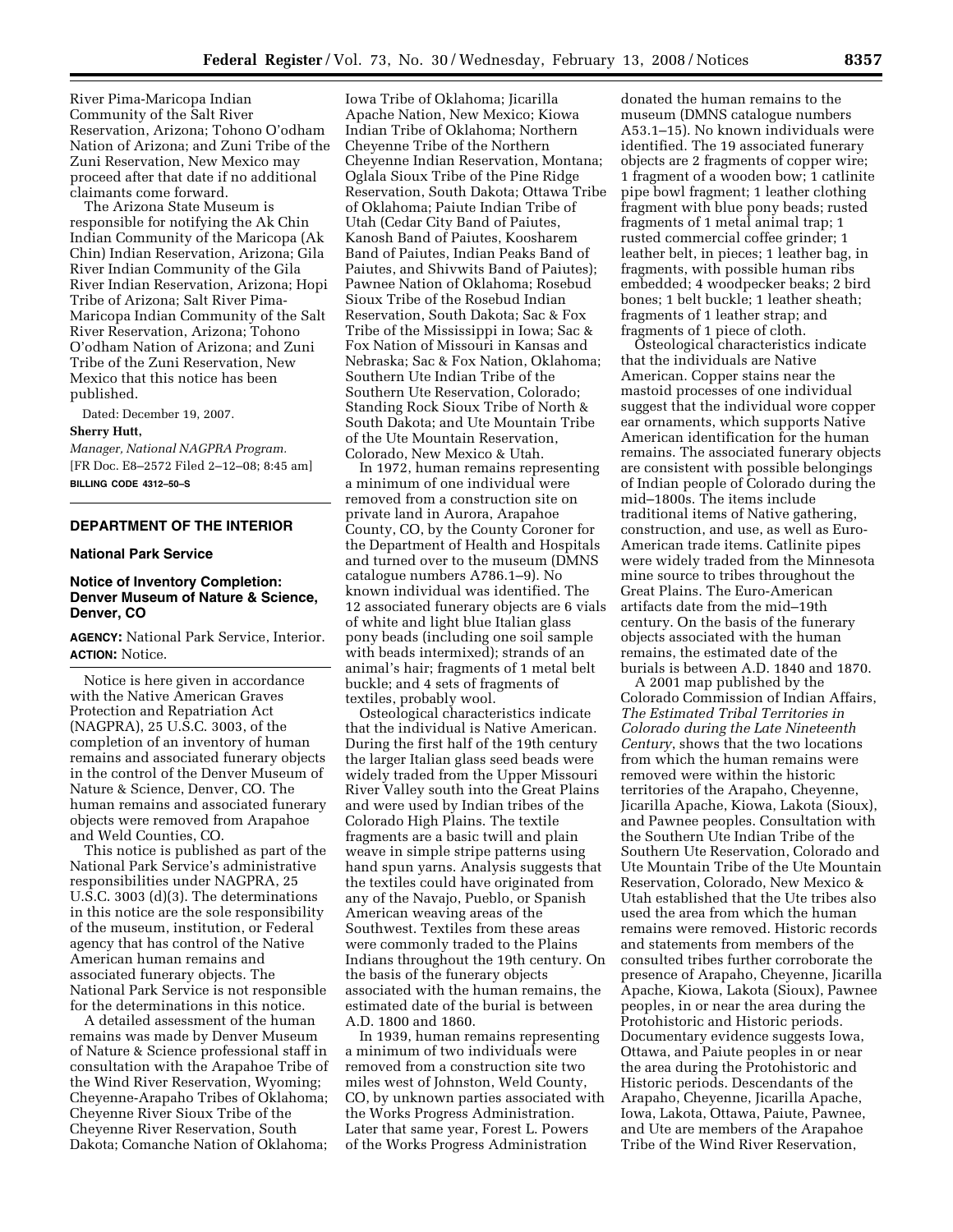River Pima-Maricopa Indian Community of the Salt River Reservation, Arizona; Tohono O'odham Nation of Arizona; and Zuni Tribe of the Zuni Reservation, New Mexico may proceed after that date if no additional claimants come forward.

The Arizona State Museum is responsible for notifying the Ak Chin Indian Community of the Maricopa (Ak Chin) Indian Reservation, Arizona; Gila River Indian Community of the Gila River Indian Reservation, Arizona; Hopi Tribe of Arizona; Salt River Pima-Maricopa Indian Community of the Salt River Reservation, Arizona; Tohono O'odham Nation of Arizona; and Zuni Tribe of the Zuni Reservation, New Mexico that this notice has been published.

Dated: December 19, 2007.

**Sherry Hutt,**

*Manager, National NAGPRA Program.*

[FR Doc. E8–2572 Filed 2–12–08; 8:45 am]

**BILLING CODE 4312–50–S**

## DEPARTMENT OF THE INTERIOR

### National Park Service

### Notice of Inventory Completion: Denver Museum of Nature & Science, Denver, CO

**AGENCY:** National Park Service, Interior.

**ACTION:** Notice.

Notice is here given in accordance with the Native American Graves Protection and Repatriation Act (NAGPRA), 25 U.S.C. 3003, of the completion of an inventory of human remains and associated funerary objects in the control of the Denver Museum of Nature & Science, Denver, CO. The human remains and associated funerary objects were removed from Arapahoe and Weld Counties, CO.

This notice is published as part of the National Park Service's administrative responsibilities under NAGPRA, 25 U.S.C. 3003 (d)(3). The determinations in this notice are the sole responsibility of the museum, institution, or Federal agency that has control of the Native American human remains and associated funerary objects. The National Park Service is not responsible for the determinations in this notice.

A detailed assessment of the human remains was made by Denver Museum of Nature & Science professional staff in consultation with the Arapahoe Tribe of the Wind River Reservation, Wyoming; Cheyenne-Arapaho Tribes of Oklahoma; Cheyenne River Sioux Tribe of the Cheyenne River Reservation, South Dakota; Comanche Nation of Oklahoma; Iowa Tribe of Oklahoma; Jicarilla Apache Nation, New Mexico; Kiowa Indian Tribe of Oklahoma; Northern Cheyenne Tribe of the Northern Cheyenne Indian Reservation, Montana; Oglala Sioux Tribe of the Pine Ridge Reservation, South Dakota; Ottawa Tribe of Oklahoma; Paiute Indian Tribe of Utah (Cedar City Band of Paiutes, Kanosh Band of Paiutes, Koosharem Band of Paiutes, Indian Peaks Band of Paiutes, and Shivwits Band of Paiutes); Pawnee Nation of Oklahoma; Rosebud Sioux Tribe of the Rosebud Indian Reservation, South Dakota; Sac & Fox Tribe of the Mississippi in Iowa; Sac & Fox Nation of Missouri in Kansas and Nebraska; Sac & Fox Nation, Oklahoma; Southern Ute Indian Tribe of the Southern Ute Reservation, Colorado; Standing Rock Sioux Tribe of North & South Dakota; and Ute Mountain Tribe of the Ute Mountain Reservation, Colorado, New Mexico & Utah.

In 1972, human remains representing a minimum of one individual were removed from a construction site on private land in Aurora, Arapahoe County, CO, by the County Coroner for the Department of Health and Hospitals and turned over to the museum (DMNS catalogue numbers A786.1–9). No known individual was identified. The 12 associated funerary objects are 6 vials of white and light blue Italian glass pony beads (including one soil sample with beads intermixed); strands of an animal's hair; fragments of 1 metal belt buckle; and 4 sets of fragments of textiles, probably wool.

Osteological characteristics indicate that the individual is Native American. During the first half of the 19th century the larger Italian glass seed beads were widely traded from the Upper Missouri River Valley south into the Great Plains and were used by Indian tribes of the Colorado High Plains. The textile fragments are a basic twill and plain weave in simple stripe patterns using hand spun yarns. Analysis suggests that the textiles could have originated from any of the Navajo, Pueblo, or Spanish American weaving areas of the Southwest. Textiles from these areas were commonly traded to the Plains Indians throughout the 19th century. On the basis of the funerary objects associated with the human remains, the estimated date of the burial is between A.D. 1800 and 1860.

In 1939, human remains representing a minimum of two individuals were removed from a construction site two miles west of Johnston, Weld County, CO, by unknown parties associated with the Works Progress Administration. Later that same year, Forest L. Powers of the Works Progress Administration donated the human remains to the museum (DMNS catalogue numbers A53.1–15). No known individuals were identified. The 19 associated funerary objects are 2 fragments of copper wire; 1 fragment of a wooden bow; 1 catlinite pipe bowl fragment; 1 leather clothing fragment with blue pony beads; rusted fragments of 1 metal animal trap; 1 rusted commercial coffee grinder; 1 leather belt, in pieces; 1 leather bag, in fragments, with possible human ribs embedded; 4 woodpecker beaks; 2 bird bones; 1 belt buckle; 1 leather sheath; fragments of 1 leather strap; and fragments of 1 piece of cloth.

Osteological characteristics indicate that the individuals are Native American. Copper stains near the mastoid processes of one individual suggest that the individual wore copper ear ornaments, which supports Native American identification for the human remains. The associated funerary objects are consistent with possible belongings of Indian people of Colorado during the mid–1800s. The items include traditional items of Native gathering, construction, and use, as well as Euro-American trade items. Catlinite pipes were widely traded from the Minnesota mine source to tribes throughout the Great Plains. The Euro-American artifacts date from the mid–19th century. On the basis of the funerary objects associated with the human remains, the estimated date of the burials is between A.D. 1840 and 1870.

A 2001 map published by the Colorado Commission of Indian Affairs, *The Estimated Tribal Territories in Colorado during the Late Nineteenth Century*, shows that the two locations from which the human remains were removed were within the historic territories of the Arapaho, Cheyenne, Jicarilla Apache, Kiowa, Lakota (Sioux), and Pawnee peoples. Consultation with the Southern Ute Indian Tribe of the Southern Ute Reservation, Colorado and Ute Mountain Tribe of the Ute Mountain Reservation, Colorado, New Mexico & Utah established that the Ute tribes also used the area from which the human remains were removed. Historic records and statements from members of the consulted tribes further corroborate the presence of Arapaho, Cheyenne, Jicarilla Apache, Kiowa, Lakota (Sioux), Pawnee peoples, in or near the area during the Protohistoric and Historic periods. Documentary evidence suggests Iowa, Ottawa, and Paiute peoples in or near the area during the Protohistoric and Historic periods. Descendants of the Arapaho, Cheyenne, Jicarilla Apache, Iowa, Lakota, Ottawa, Paiute, Pawnee, and Ute are members of the Arapahoe Tribe of the Wind River Reservation,